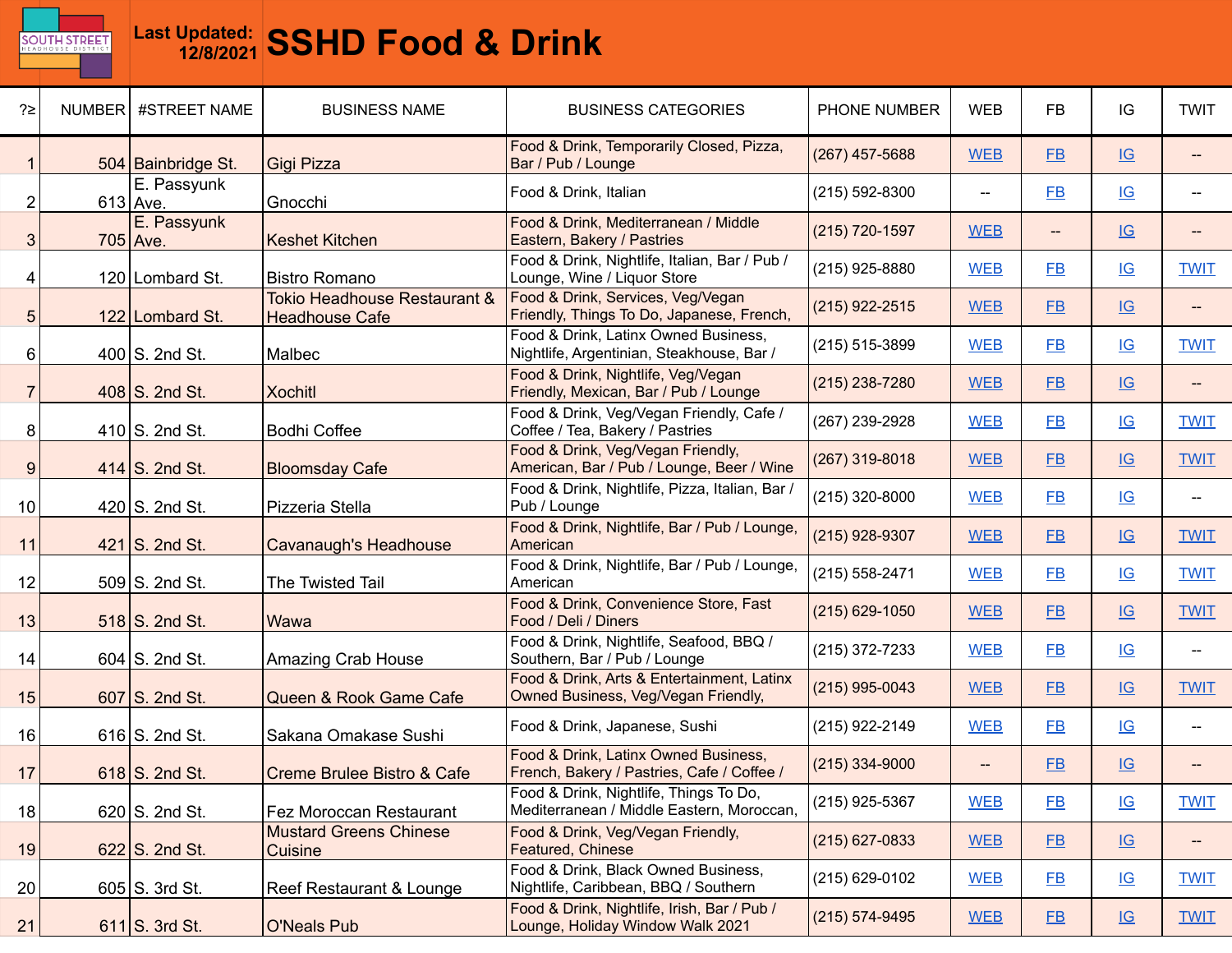SOUTH STREET HEADHOUSE DISTRICT

**Last Updated:** 12/8/2021

# SSHD Food & Drink

| ?≥ | NUMBER | #STREET NAME | BUSINESS NAME | BUSINESS CATEGORIES | PHONE NUMBER | WEB | FB | IG | TWIT |
|---|---|---|---|---|---|---|---|---|---|
| 1 | 504 | Bainbridge St. | Gigi Pizza | Food & Drink, Temporarily Closed, Pizza, Bar / Pub / Lounge | (267) 457-5688 | WEB | FB | IG | -- |
| 2 | 613 | E. Passyunk Ave. | Gnocchi | Food & Drink, Italian | (215) 592-8300 | -- | FB | IG | -- |
| 3 | 705 | E. Passyunk Ave. | Keshet Kitchen | Food & Drink, Mediterranean / Middle Eastern, Bakery / Pastries | (215) 720-1597 | WEB | -- | IG | -- |
| 4 | 120 | Lombard St. | Bistro Romano | Food & Drink, Nightlife, Italian, Bar / Pub / Lounge, Wine / Liquor Store | (215) 925-8880 | WEB | FB | IG | TWIT |
| 5 | 122 | Lombard St. | Tokio Headhouse Restaurant & Headhouse Cafe | Food & Drink, Services, Veg/Vegan Friendly, Things To Do, Japanese, French, | (215) 922-2515 | WEB | FB | IG | -- |
| 6 | 400 | S. 2nd St. | Malbec | Food & Drink, Latinx Owned Business, Nightlife, Argentinian, Steakhouse, Bar / | (215) 515-3899 | WEB | FB | IG | TWIT |
| 7 | 408 | S. 2nd St. | Xochitl | Food & Drink, Nightlife, Veg/Vegan Friendly, Mexican, Bar / Pub / Lounge | (215) 238-7280 | WEB | FB | IG | -- |
| 8 | 410 | S. 2nd St. | Bodhi Coffee | Food & Drink, Veg/Vegan Friendly, Cafe / Coffee / Tea, Bakery / Pastries | (267) 239-2928 | WEB | FB | IG | TWIT |
| 9 | 414 | S. 2nd St. | Bloomsday Cafe | Food & Drink, Veg/Vegan Friendly, American, Bar / Pub / Lounge, Beer / Wine | (267) 319-8018 | WEB | FB | IG | TWIT |
| 10 | 420 | S. 2nd St. | Pizzeria Stella | Food & Drink, Nightlife, Pizza, Italian, Bar / Pub / Lounge | (215) 320-8000 | WEB | FB | IG | -- |
| 11 | 421 | S. 2nd St. | Cavanaugh's Headhouse | Food & Drink, Nightlife, Bar / Pub / Lounge, American | (215) 928-9307 | WEB | FB | IG | TWIT |
| 12 | 509 | S. 2nd St. | The Twisted Tail | Food & Drink, Nightlife, Bar / Pub / Lounge, American | (215) 558-2471 | WEB | FB | IG | TWIT |
| 13 | 518 | S. 2nd St. | Wawa | Food & Drink, Convenience Store, Fast Food / Deli / Diners | (215) 629-1050 | WEB | FB | IG | TWIT |
| 14 | 604 | S. 2nd St. | Amazing Crab House | Food & Drink, Nightlife, Seafood, BBQ / Southern, Bar / Pub / Lounge | (215) 372-7233 | WEB | FB | IG | -- |
| 15 | 607 | S. 2nd St. | Queen & Rook Game Cafe | Food & Drink, Arts & Entertainment, Latinx Owned Business, Veg/Vegan Friendly, | (215) 995-0043 | WEB | FB | IG | TWIT |
| 16 | 616 | S. 2nd St. | Sakana Omakase Sushi | Food & Drink, Japanese, Sushi | (215) 922-2149 | WEB | FB | IG | -- |
| 17 | 618 | S. 2nd St. | Creme Brulee Bistro & Cafe | Food & Drink, Latinx Owned Business, French, Bakery / Pastries, Cafe / Coffee / | (215) 334-9000 | -- | FB | IG | -- |
| 18 | 620 | S. 2nd St. | Fez Moroccan Restaurant | Food & Drink, Nightlife, Things To Do, Mediterranean / Middle Eastern, Moroccan, | (215) 925-5367 | WEB | FB | IG | TWIT |
| 19 | 622 | S. 2nd St. | Mustard Greens Chinese Cuisine | Food & Drink, Veg/Vegan Friendly, Featured, Chinese | (215) 627-0833 | WEB | FB | IG | -- |
| 20 | 605 | S. 3rd St. | Reef Restaurant & Lounge | Food & Drink, Black Owned Business, Nightlife, Caribbean, BBQ / Southern | (215) 629-0102 | WEB | FB | IG | TWIT |
| 21 | 611 | S. 3rd St. | O'Neals Pub | Food & Drink, Nightlife, Irish, Bar / Pub / Lounge, Holiday Window Walk 2021 | (215) 574-9495 | WEB | FB | IG | TWIT |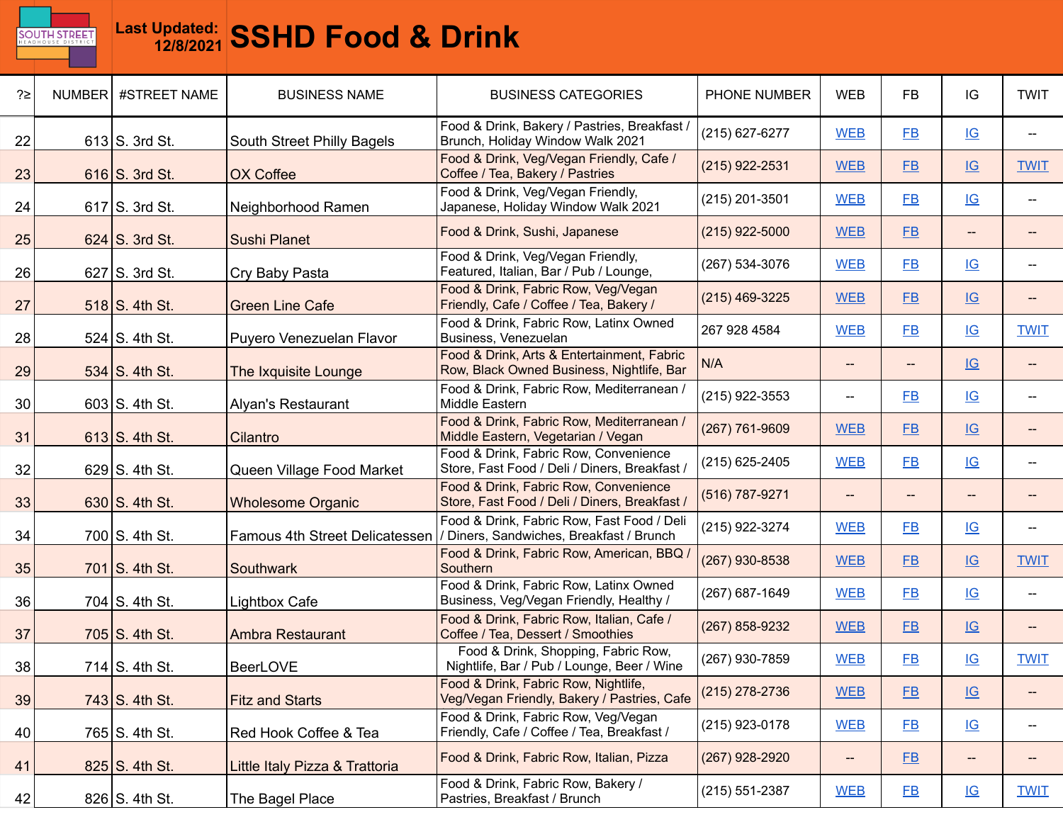SOUTH STREET HEADHOUSE DISTRICT

**Last Updated: 12/8/2021**

# SSHD Food & Drink

| ?≥ | NUMBER | #STREET NAME | BUSINESS NAME | BUSINESS CATEGORIES | PHONE NUMBER | WEB | FB | IG | TWIT |
|---|---|---|---|---|---|---|---|---|---|
| 22 | 613 | S. 3rd St. | South Street Philly Bagels | Food & Drink, Bakery / Pastries, Breakfast / Brunch, Holiday Window Walk 2021 | (215) 627-6277 | WEB | FB | IG | -- |
| 23 | 616 | S. 3rd St. | OX Coffee | Food & Drink, Veg/Vegan Friendly, Cafe / Coffee / Tea, Bakery / Pastries | (215) 922-2531 | WEB | FB | IG | TWIT |
| 24 | 617 | S. 3rd St. | Neighborhood Ramen | Food & Drink, Veg/Vegan Friendly, Japanese, Holiday Window Walk 2021 | (215) 201-3501 | WEB | FB | IG | -- |
| 25 | 624 | S. 3rd St. | Sushi Planet | Food & Drink, Sushi, Japanese | (215) 922-5000 | WEB | FB | -- | -- |
| 26 | 627 | S. 3rd St. | Cry Baby Pasta | Food & Drink, Veg/Vegan Friendly, Featured, Italian, Bar / Pub / Lounge, | (267) 534-3076 | WEB | FB | IG | -- |
| 27 | 518 | S. 4th St. | Green Line Cafe | Food & Drink, Fabric Row, Veg/Vegan Friendly, Cafe / Coffee / Tea, Bakery / | (215) 469-3225 | WEB | FB | IG | -- |
| 28 | 524 | S. 4th St. | Puyero Venezuelan Flavor | Food & Drink, Fabric Row, Latinx Owned Business, Venezuelan | 267 928 4584 | WEB | FB | IG | TWIT |
| 29 | 534 | S. 4th St. | The Ixquisite Lounge | Food & Drink, Arts & Entertainment, Fabric Row, Black Owned Business, Nightlife, Bar | N/A | -- | -- | IG | -- |
| 30 | 603 | S. 4th St. | Alyan's Restaurant | Food & Drink, Fabric Row, Mediterranean / Middle Eastern | (215) 922-3553 | -- | FB | IG | -- |
| 31 | 613 | S. 4th St. | Cilantro | Food & Drink, Fabric Row, Mediterranean / Middle Eastern, Vegetarian / Vegan | (267) 761-9609 | WEB | FB | IG | -- |
| 32 | 629 | S. 4th St. | Queen Village Food Market | Food & Drink, Fabric Row, Convenience Store, Fast Food / Deli / Diners, Breakfast / | (215) 625-2405 | WEB | FB | IG | -- |
| 33 | 630 | S. 4th St. | Wholesome Organic | Food & Drink, Fabric Row, Convenience Store, Fast Food / Deli / Diners, Breakfast / | (516) 787-9271 | -- | -- | -- | -- |
| 34 | 700 | S. 4th St. | Famous 4th Street Delicatessen | Food & Drink, Fabric Row, Fast Food / Deli / Diners, Sandwiches, Breakfast / Brunch | (215) 922-3274 | WEB | FB | IG | -- |
| 35 | 701 | S. 4th St. | Southwark | Food & Drink, Fabric Row, American, BBQ / Southern | (267) 930-8538 | WEB | FB | IG | TWIT |
| 36 | 704 | S. 4th St. | Lightbox Cafe | Food & Drink, Fabric Row, Latinx Owned Business, Veg/Vegan Friendly, Healthy / | (267) 687-1649 | WEB | FB | IG | -- |
| 37 | 705 | S. 4th St. | Ambra Restaurant | Food & Drink, Fabric Row, Italian, Cafe / Coffee / Tea, Dessert / Smoothies | (267) 858-9232 | WEB | FB | IG | -- |
| 38 | 714 | S. 4th St. | BeerLOVE | Food & Drink, Shopping, Fabric Row, Nightlife, Bar / Pub / Lounge, Beer / Wine | (267) 930-7859 | WEB | FB | IG | TWIT |
| 39 | 743 | S. 4th St. | Fitz and Starts | Food & Drink, Fabric Row, Nightlife, Veg/Vegan Friendly, Bakery / Pastries, Cafe | (215) 278-2736 | WEB | FB | IG | -- |
| 40 | 765 | S. 4th St. | Red Hook Coffee & Tea | Food & Drink, Fabric Row, Veg/Vegan Friendly, Cafe / Coffee / Tea, Breakfast / | (215) 923-0178 | WEB | FB | IG | -- |
| 41 | 825 | S. 4th St. | Little Italy Pizza & Trattoria | Food & Drink, Fabric Row, Italian, Pizza | (267) 928-2920 | -- | FB | -- | -- |
| 42 | 826 | S. 4th St. | The Bagel Place | Food & Drink, Fabric Row, Bakery / Pastries, Breakfast / Brunch | (215) 551-2387 | WEB | FB | IG | TWIT |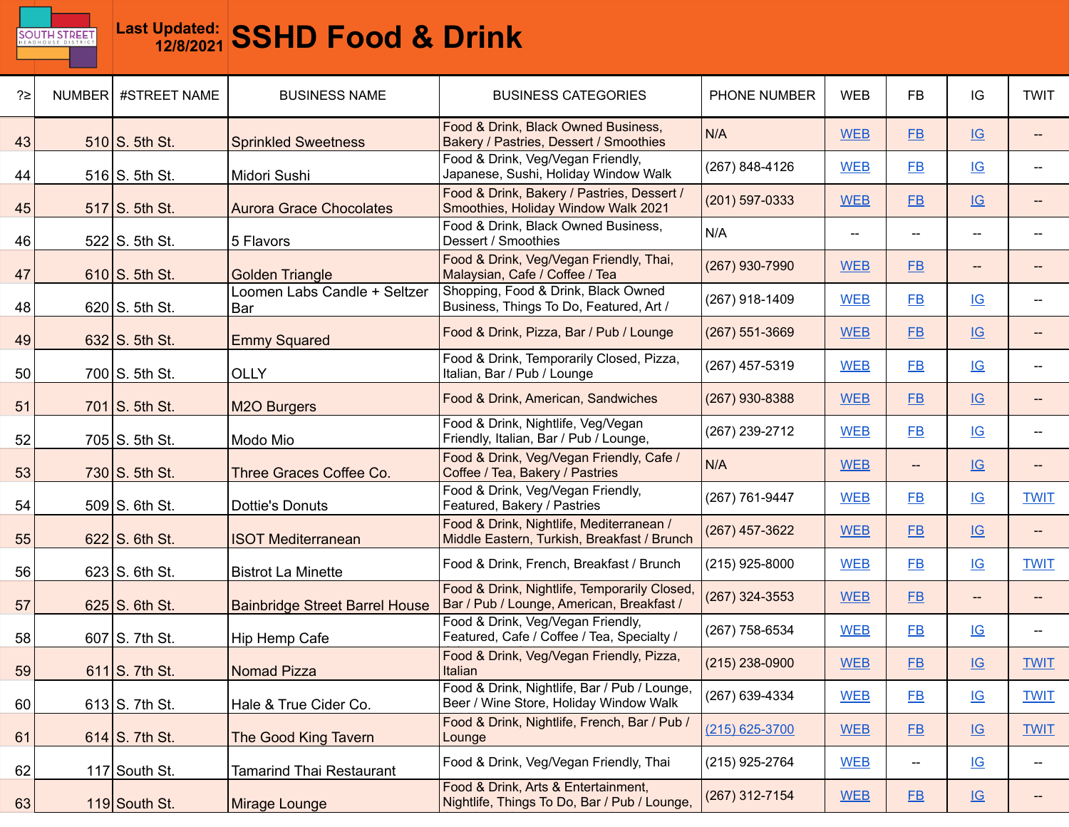SOUTH STREET HEADHOUSE DISTRICT

**Last Updated: 12/8/2021**

# SSHD Food & Drink

| ?≥ | NUMBER | #STREET NAME | BUSINESS NAME | BUSINESS CATEGORIES | PHONE NUMBER | WEB | FB | IG | TWIT |
|---|---|---|---|---|---|---|---|---|---|
| 43 | 510 | S. 5th St. | Sprinkled Sweetness | Food & Drink, Black Owned Business, Bakery / Pastries, Dessert / Smoothies | N/A | WEB | FB | IG | -- |
| 44 | 516 | S. 5th St. | Midori Sushi | Food & Drink, Veg/Vegan Friendly, Japanese, Sushi, Holiday Window Walk | (267) 848-4126 | WEB | FB | IG | -- |
| 45 | 517 | S. 5th St. | Aurora Grace Chocolates | Food & Drink, Bakery / Pastries, Dessert / Smoothies, Holiday Window Walk 2021 | (201) 597-0333 | WEB | FB | IG | -- |
| 46 | 522 | S. 5th St. | 5 Flavors | Food & Drink, Black Owned Business, Dessert / Smoothies | N/A | -- | -- | -- | -- |
| 47 | 610 | S. 5th St. | Golden Triangle | Food & Drink, Veg/Vegan Friendly, Thai, Malaysian, Cafe / Coffee / Tea | (267) 930-7990 | WEB | FB | -- | -- |
| 48 | 620 | S. 5th St. | Loomen Labs Candle + Seltzer Bar | Shopping, Food & Drink, Black Owned Business, Things To Do, Featured, Art / | (267) 918-1409 | WEB | FB | IG | -- |
| 49 | 632 | S. 5th St. | Emmy Squared | Food & Drink, Pizza, Bar / Pub / Lounge | (267) 551-3669 | WEB | FB | IG | -- |
| 50 | 700 | S. 5th St. | OLLY | Food & Drink, Temporarily Closed, Pizza, Italian, Bar / Pub / Lounge | (267) 457-5319 | WEB | FB | IG | -- |
| 51 | 701 | S. 5th St. | M2O Burgers | Food & Drink, American, Sandwiches | (267) 930-8388 | WEB | FB | IG | -- |
| 52 | 705 | S. 5th St. | Modo Mio | Food & Drink, Nightlife, Veg/Vegan Friendly, Italian, Bar / Pub / Lounge, | (267) 239-2712 | WEB | FB | IG | -- |
| 53 | 730 | S. 5th St. | Three Graces Coffee Co. | Food & Drink, Veg/Vegan Friendly, Cafe / Coffee / Tea, Bakery / Pastries | N/A | WEB | -- | IG | -- |
| 54 | 509 | S. 6th St. | Dottie's Donuts | Food & Drink, Veg/Vegan Friendly, Featured, Bakery / Pastries | (267) 761-9447 | WEB | FB | IG | TWIT |
| 55 | 622 | S. 6th St. | ISOT Mediterranean | Food & Drink, Nightlife, Mediterranean / Middle Eastern, Turkish, Breakfast / Brunch | (267) 457-3622 | WEB | FB | IG | -- |
| 56 | 623 | S. 6th St. | Bistrot La Minette | Food & Drink, French, Breakfast / Brunch | (215) 925-8000 | WEB | FB | IG | TWIT |
| 57 | 625 | S. 6th St. | Bainbridge Street Barrel House | Food & Drink, Nightlife, Temporarily Closed, Bar / Pub / Lounge, American, Breakfast / | (267) 324-3553 | WEB | FB | -- | -- |
| 58 | 607 | S. 7th St. | Hip Hemp Cafe | Food & Drink, Veg/Vegan Friendly, Featured, Cafe / Coffee / Tea, Specialty / | (267) 758-6534 | WEB | FB | IG | -- |
| 59 | 611 | S. 7th St. | Nomad Pizza | Food & Drink, Veg/Vegan Friendly, Pizza, Italian | (215) 238-0900 | WEB | FB | IG | TWIT |
| 60 | 613 | S. 7th St. | Hale & True Cider Co. | Food & Drink, Nightlife, Bar / Pub / Lounge, Beer / Wine Store, Holiday Window Walk | (267) 639-4334 | WEB | FB | IG | TWIT |
| 61 | 614 | S. 7th St. | The Good King Tavern | Food & Drink, Nightlife, French, Bar / Pub / Lounge | (215) 625-3700 | WEB | FB | IG | TWIT |
| 62 | 117 | South St. | Tamarind Thai Restaurant | Food & Drink, Veg/Vegan Friendly, Thai | (215) 925-2764 | WEB | -- | IG | -- |
| 63 | 119 | South St. | Mirage Lounge | Food & Drink, Arts & Entertainment, Nightlife, Things To Do, Bar / Pub / Lounge, | (267) 312-7154 | WEB | FB | IG | -- |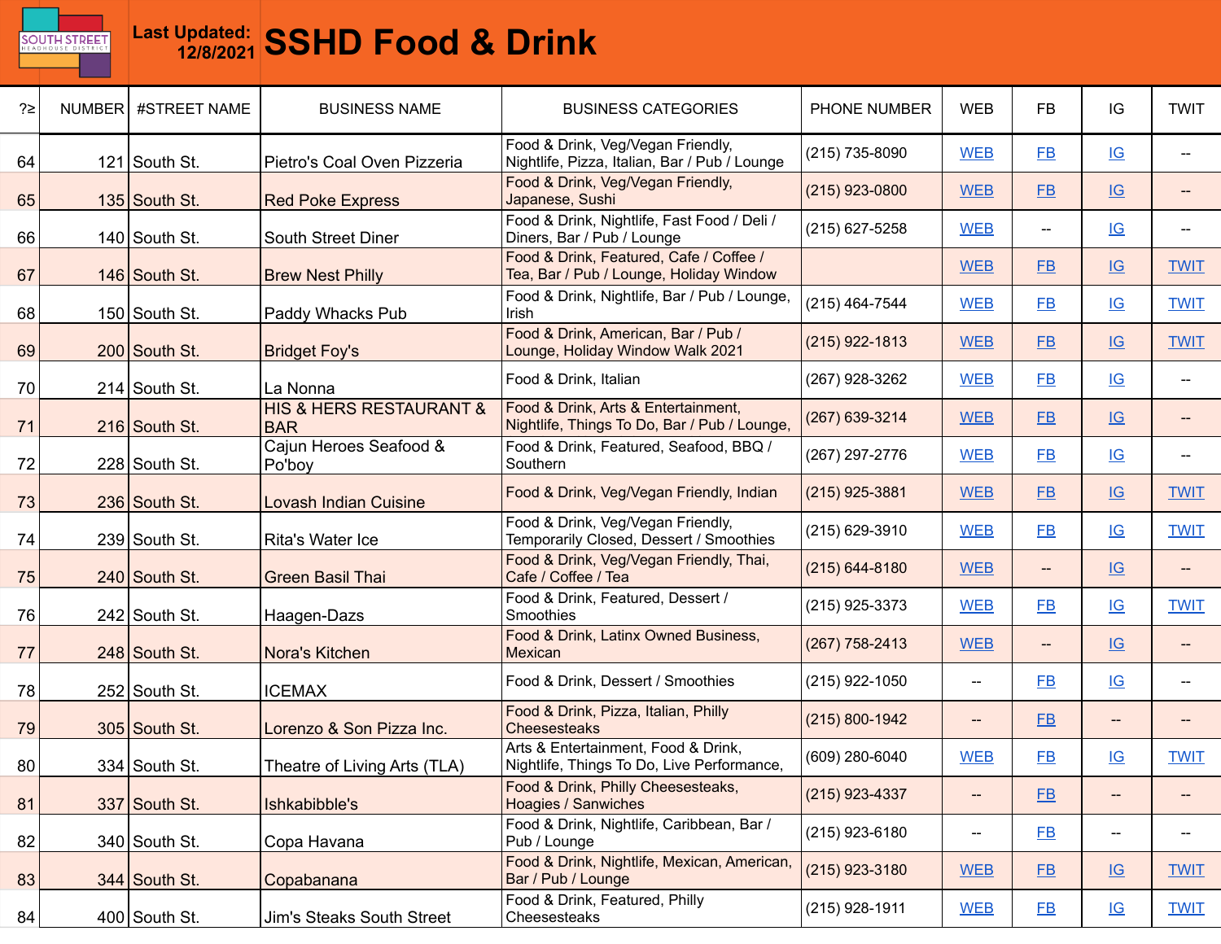**Last Updated: 12/8/2021** **SSHD Food & Drink**

| ?≥ | NUMBER | #STREET NAME | BUSINESS NAME | BUSINESS CATEGORIES | PHONE NUMBER | WEB | FB | IG | TWIT |
|---|---|---|---|---|---|---|---|---|---|
| 64 | 121 | South St. | Pietro's Coal Oven Pizzeria | Food & Drink, Veg/Vegan Friendly, Nightlife, Pizza, Italian, Bar / Pub / Lounge | (215) 735-8090 | WEB | FB | IG | -- |
| 65 | 135 | South St. | Red Poke Express | Food & Drink, Veg/Vegan Friendly, Japanese, Sushi | (215) 923-0800 | WEB | FB | IG | -- |
| 66 | 140 | South St. | South Street Diner | Food & Drink, Nightlife, Fast Food / Deli / Diners, Bar / Pub / Lounge | (215) 627-5258 | WEB | -- | IG | -- |
| 67 | 146 | South St. | Brew Nest Philly | Food & Drink, Featured, Cafe / Coffee / Tea, Bar / Pub / Lounge, Holiday Window | | WEB | FB | IG | TWIT |
| 68 | 150 | South St. | Paddy Whacks Pub | Food & Drink, Nightlife, Bar / Pub / Lounge, Irish | (215) 464-7544 | WEB | FB | IG | TWIT |
| 69 | 200 | South St. | Bridget Foy's | Food & Drink, American, Bar / Pub / Lounge, Holiday Window Walk 2021 | (215) 922-1813 | WEB | FB | IG | TWIT |
| 70 | 214 | South St. | La Nonna | Food & Drink, Italian | (267) 928-3262 | WEB | FB | IG | -- |
| 71 | 216 | South St. | HIS & HERS RESTAURANT & BAR | Food & Drink, Arts & Entertainment, Nightlife, Things To Do, Bar / Pub / Lounge, | (267) 639-3214 | WEB | FB | IG | -- |
| 72 | 228 | South St. | Cajun Heroes Seafood & Po'boy | Food & Drink, Featured, Seafood, BBQ / Southern | (267) 297-2776 | WEB | FB | IG | -- |
| 73 | 236 | South St. | Lovash Indian Cuisine | Food & Drink, Veg/Vegan Friendly, Indian | (215) 925-3881 | WEB | FB | IG | TWIT |
| 74 | 239 | South St. | Rita's Water Ice | Food & Drink, Veg/Vegan Friendly, Temporarily Closed, Dessert / Smoothies | (215) 629-3910 | WEB | FB | IG | TWIT |
| 75 | 240 | South St. | Green Basil Thai | Food & Drink, Veg/Vegan Friendly, Thai, Cafe / Coffee / Tea | (215) 644-8180 | WEB | -- | IG | -- |
| 76 | 242 | South St. | Haagen-Dazs | Food & Drink, Featured, Dessert / Smoothies | (215) 925-3373 | WEB | FB | IG | TWIT |
| 77 | 248 | South St. | Nora's Kitchen | Food & Drink, Latinx Owned Business, Mexican | (267) 758-2413 | WEB | -- | IG | -- |
| 78 | 252 | South St. | ICEMAX | Food & Drink, Dessert / Smoothies | (215) 922-1050 | -- | FB | IG | -- |
| 79 | 305 | South St. | Lorenzo & Son Pizza Inc. | Food & Drink, Pizza, Italian, Philly Cheesesteaks | (215) 800-1942 | -- | FB | -- | -- |
| 80 | 334 | South St. | Theatre of Living Arts (TLA) | Arts & Entertainment, Food & Drink, Nightlife, Things To Do, Live Performance, | (609) 280-6040 | WEB | FB | IG | TWIT |
| 81 | 337 | South St. | Ishkabibble's | Food & Drink, Philly Cheesesteaks, Hoagies / Sanwiches | (215) 923-4337 | -- | FB | -- | -- |
| 82 | 340 | South St. | Copa Havana | Food & Drink, Nightlife, Caribbean, Bar / Pub / Lounge | (215) 923-6180 | -- | FB | -- | -- |
| 83 | 344 | South St. | Copabanana | Food & Drink, Nightlife, Mexican, American, Bar / Pub / Lounge | (215) 923-3180 | WEB | FB | IG | TWIT |
| 84 | 400 | South St. | Jim's Steaks South Street | Food & Drink, Featured, Philly Cheesesteaks | (215) 928-1911 | WEB | FB | IG | TWIT |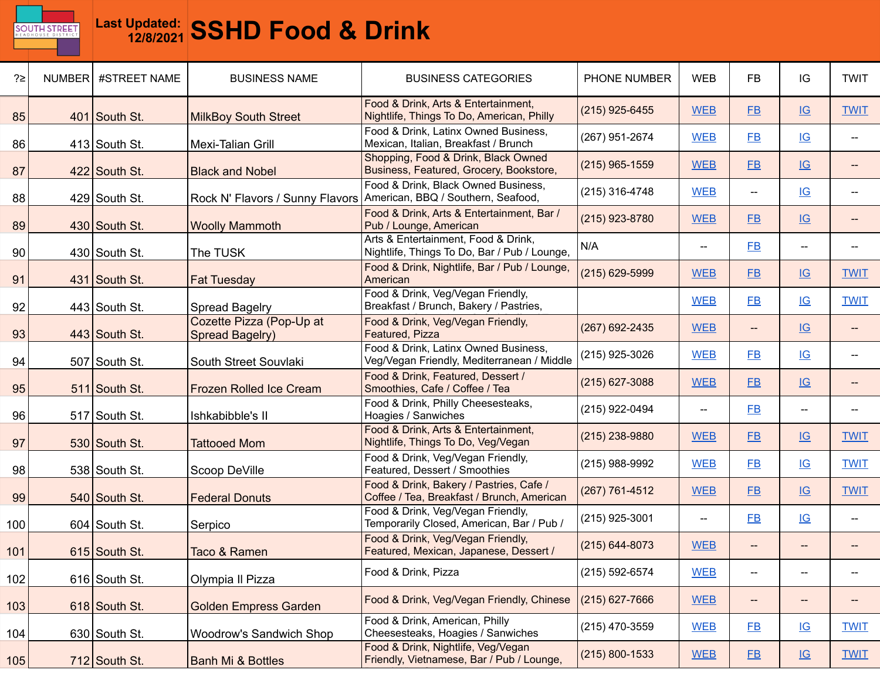# SSHD Food & Drink

**Last Updated:** 12/8/2021

| ?≥ | NUMBER | #STREET NAME | BUSINESS NAME | BUSINESS CATEGORIES | PHONE NUMBER | WEB | FB | IG | TWIT |
|---|---|---|---|---|---|---|---|---|---|
| 85 | 401 | South St. | MilkBoy South Street | Food & Drink, Arts & Entertainment, Nightlife, Things To Do, American, Philly | (215) 925-6455 | WEB | FB | IG | TWIT |
| 86 | 413 | South St. | Mexi-Talian Grill | Food & Drink, Latinx Owned Business, Mexican, Italian, Breakfast / Brunch | (267) 951-2674 | WEB | FB | IG | -- |
| 87 | 422 | South St. | Black and Nobel | Shopping, Food & Drink, Black Owned Business, Featured, Grocery, Bookstore, | (215) 965-1559 | WEB | FB | IG | -- |
| 88 | 429 | South St. | Rock N' Flavors / Sunny Flavors | Food & Drink, Black Owned Business, American, BBQ / Southern, Seafood, | (215) 316-4748 | WEB | -- | IG | -- |
| 89 | 430 | South St. | Woolly Mammoth | Food & Drink, Arts & Entertainment, Bar / Pub / Lounge, American | (215) 923-8780 | WEB | FB | IG | -- |
| 90 | 430 | South St. | The TUSK | Arts & Entertainment, Food & Drink, Nightlife, Things To Do, Bar / Pub / Lounge, | N/A | -- | FB | -- | -- |
| 91 | 431 | South St. | Fat Tuesday | Food & Drink, Nightlife, Bar / Pub / Lounge, American | (215) 629-5999 | WEB | FB | IG | TWIT |
| 92 | 443 | South St. | Spread Bagelry | Food & Drink, Veg/Vegan Friendly, Breakfast / Brunch, Bakery / Pastries, | | WEB | FB | IG | TWIT |
| 93 | 443 | South St. | Cozette Pizza (Pop-Up at Spread Bagelry) | Food & Drink, Veg/Vegan Friendly, Featured, Pizza | (267) 692-2435 | WEB | -- | IG | -- |
| 94 | 507 | South St. | South Street Souvlaki | Food & Drink, Latinx Owned Business, Veg/Vegan Friendly, Mediterranean / Middle | (215) 925-3026 | WEB | FB | IG | -- |
| 95 | 511 | South St. | Frozen Rolled Ice Cream | Food & Drink, Featured, Dessert / Smoothies, Cafe / Coffee / Tea | (215) 627-3088 | WEB | FB | IG | -- |
| 96 | 517 | South St. | Ishkabibble's II | Food & Drink, Philly Cheesesteaks, Hoagies / Sanwiches | (215) 922-0494 | -- | FB | -- | -- |
| 97 | 530 | South St. | Tattooed Mom | Food & Drink, Arts & Entertainment, Nightlife, Things To Do, Veg/Vegan | (215) 238-9880 | WEB | FB | IG | TWIT |
| 98 | 538 | South St. | Scoop DeVille | Food & Drink, Veg/Vegan Friendly, Featured, Dessert / Smoothies | (215) 988-9992 | WEB | FB | IG | TWIT |
| 99 | 540 | South St. | Federal Donuts | Food & Drink, Bakery / Pastries, Cafe / Coffee / Tea, Breakfast / Brunch, American | (267) 761-4512 | WEB | FB | IG | TWIT |
| 100 | 604 | South St. | Serpico | Food & Drink, Veg/Vegan Friendly, Temporarily Closed, American, Bar / Pub / | (215) 925-3001 | -- | FB | IG | -- |
| 101 | 615 | South St. | Taco & Ramen | Food & Drink, Veg/Vegan Friendly, Featured, Mexican, Japanese, Dessert / | (215) 644-8073 | WEB | -- | -- | -- |
| 102 | 616 | South St. | Olympia II Pizza | Food & Drink, Pizza | (215) 592-6574 | WEB | -- | -- | -- |
| 103 | 618 | South St. | Golden Empress Garden | Food & Drink, Veg/Vegan Friendly, Chinese | (215) 627-7666 | WEB | -- | -- | -- |
| 104 | 630 | South St. | Woodrow's Sandwich Shop | Food & Drink, American, Philly Cheesesteaks, Hoagies / Sanwiches | (215) 470-3559 | WEB | FB | IG | TWIT |
| 105 | 712 | South St. | Banh Mi & Bottles | Food & Drink, Nightlife, Veg/Vegan Friendly, Vietnamese, Bar / Pub / Lounge, | (215) 800-1533 | WEB | FB | IG | TWIT |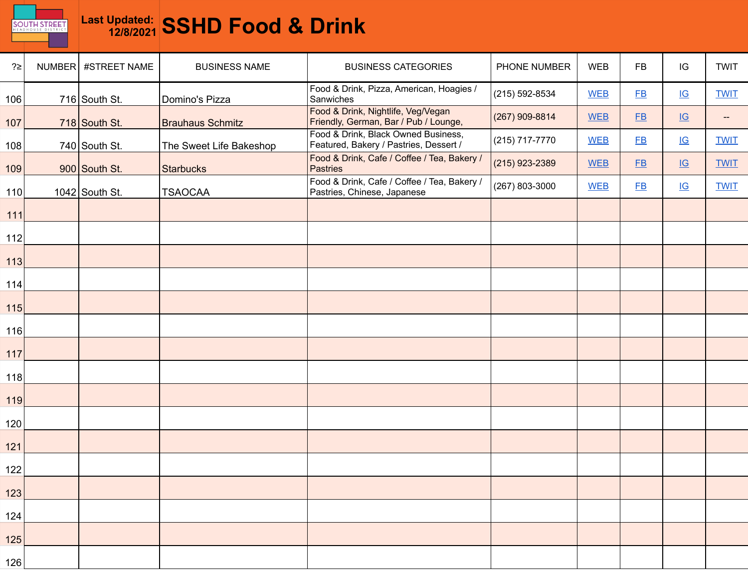# SSHD Food & Drink

**Last Updated: 12/8/2021**

| ?≥ | NUMBER | #STREET NAME | BUSINESS NAME | BUSINESS CATEGORIES | PHONE NUMBER | WEB | FB | IG | TWIT |
|---|---|---|---|---|---|---|---|---|---|
| 106 | 716 | South St. | Domino's Pizza | Food & Drink, Pizza, American, Hoagies / Sanwiches | (215) 592-8534 | WEB | FB | IG | TWIT |
| 107 | 718 | South St. | Brauhaus Schmitz | Food & Drink, Nightlife, Veg/Vegan Friendly, German, Bar / Pub / Lounge, | (267) 909-8814 | WEB | FB | IG | -- |
| 108 | 740 | South St. | The Sweet Life Bakeshop | Food & Drink, Black Owned Business, Featured, Bakery / Pastries, Dessert / | (215) 717-7770 | WEB | FB | IG | TWIT |
| 109 | 900 | South St. | Starbucks | Food & Drink, Cafe / Coffee / Tea, Bakery / Pastries | (215) 923-2389 | WEB | FB | IG | TWIT |
| 110 | 1042 | South St. | TSAOCAA | Food & Drink, Cafe / Coffee / Tea, Bakery / Pastries, Chinese, Japanese | (267) 803-3000 | WEB | FB | IG | TWIT |
| 111 | | | | | | | | | |
| 112 | | | | | | | | | |
| 113 | | | | | | | | | |
| 114 | | | | | | | | | |
| 115 | | | | | | | | | |
| 116 | | | | | | | | | |
| 117 | | | | | | | | | |
| 118 | | | | | | | | | |
| 119 | | | | | | | | | |
| 120 | | | | | | | | | |
| 121 | | | | | | | | | |
| 122 | | | | | | | | | |
| 123 | | | | | | | | | |
| 124 | | | | | | | | | |
| 125 | | | | | | | | | |
| 126 | | | | | | | | | |